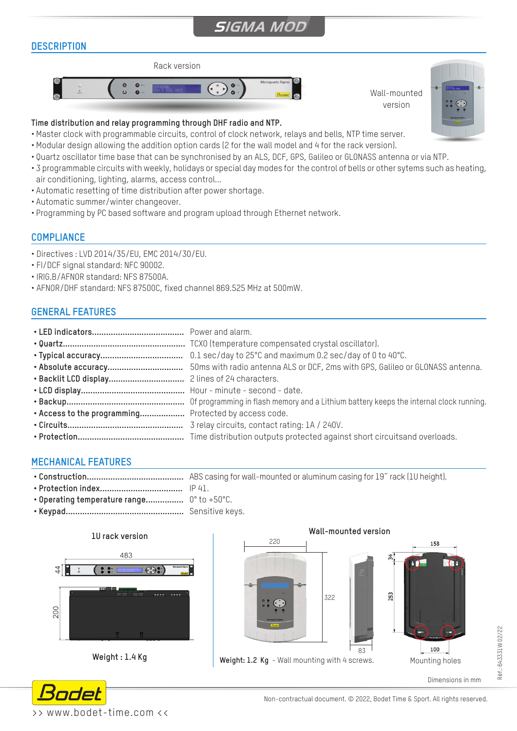# SIGMA MOD

## DESCRIPTION

Rack version

Wall-mounted version

**Time distribution and relay programming through DHF radio and NTP.**

- Master clock with programmable circuits, control of clock network, relays and bells, NTP time server.
- Modular design allowing the addition option cards (2 for the wall model and 4 for the rack version).
- Quartz oscillator time base that can be synchronised by an ALS, DCF, GPS, Galileo or GLONASS antenna or via NTP.
- 3 programmable circuits with weekly, holidays or special day modes for the control of bells or other sytems such as heating, air conditioning, lighting, alarms, access control...
- Automatic resetting of time distribution after power shortage.
- Automatic summer/winter changeover.
- Programming by PC based software and program upload through Ethernet network.

## COMPLIANCE

- Directives : LVD 2014/35/EU, EMC 2014/30/EU.
- FI/DCF signal standard: NFC 90002.
- IRIG.B/AFNOR standard: NFS 87500A.
- AFNOR/DHF standard: NFS 87500C, fixed channel 869.525 MHz at 500mW.

## GENERAL FEATURES

- **LED indicators**...................................... Power and alarm.
- **Quartz**................................................... TCXO (temperature compensated crystal oscillator).
- **Typical accuracy**.................................. 0.1 sec/day to 25°C and maximum 0.2 sec/day of 0 to 40°C.
- **Absolute accuracy**............................... 50ms with radio antenna ALS or DCF, 2ms with GPS, Galileo or GLONASS antenna.
- **Backlit LCD display**............................... 2 lines of 24 characters.
- **LCD display**........................................... Hour - minute - second - date.
- **Backup**................................................. Of programming in flash memory and a Lithium battery keeps the internal clock running.
- **Access to the programming**.................. Protected by access code.
- **Circuits**................................................. 3 relay circuits, contact rating: 1A / 240V.
- **Protection**............................................. Time distribution outputs protected against short circuitsand overloads.

## MECHANICAL FEATURES

- **Construction**......................................... ABS casing for wall-mounted or aluminum casing for 19˝ rack (1U height).
- **Protection index**.................................. IP 41.
- **Operating temperature range**................ 0° to +50°C.
- **Keypad**................................................. Sensitive keys.

**1U rack version**

483 × 44 × 200

**Weight : 1.4 Kg**

**Wall-mounted version**

220 × 322 × 83 ; Mounting holes: 158 × 253, 100, 34

**Weight: 1.2 Kg** - Wall mounting with 4 screws.

Mounting holes

Dimensions in mm

Réf.: 64331W 02/22

Non-contractual document. © 2022, Bodet Time & Sport. All rights reserved.

>> www.bodet-time.com <<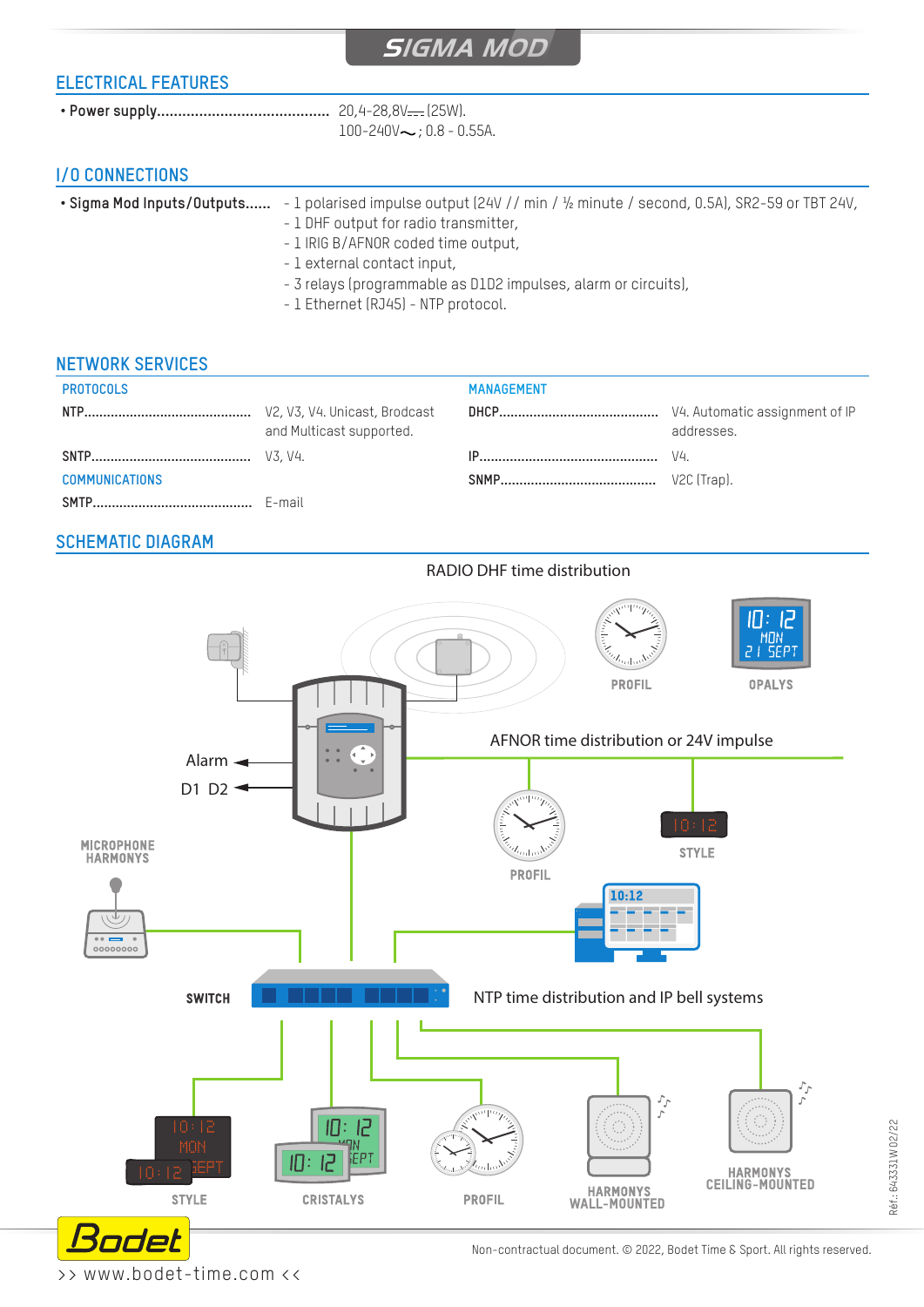# SIGMA MOD

## ELECTRICAL FEATURES

- **Power supply**........................................ 20,4-28,8V⎓ (25W).
  100-240V∼ ; 0.8 - 0.55A.

## I/O CONNECTIONS

- **Sigma Mod Inputs/Outputs**......
  - 1 polarised impulse output (24V // min / ½ minute / second, 0.5A), SR2-59 or TBT 24V,
  - 1 DHF output for radio transmitter,
  - 1 IRIG B/AFNOR coded time output,
  - 1 external contact input,
  - 3 relays (programmable as D1D2 impulses, alarm or circuits),
  - 1 Ethernet (RJ45) - NTP protocol.

## NETWORK SERVICES

### PROTOCOLS

**NTP**........................................ V2, V3, V4. Unicast, Brodcast and Multicast supported.

**SNTP**........................................ V3, V4.

### COMMUNICATIONS

**SMTP**........................................ E-mail

### MANAGEMENT

**DHCP**........................................ V4. Automatic assignment of IP addresses.

**IP**........................................ V4.

**SNMP**........................................ V2C (Trap).

## SCHEMATIC DIAGRAM

RADIO DHF time distribution

PROFIL
OPALYS

AFNOR time distribution or 24V impulse

Alarm
D1 D2

PROFIL
STYLE

MICROPHONE HARMONYS

SWITCH

NTP time distribution and IP bell systems

STYLE
CRISTALYS
PROFIL
HARMONYS WALL-MOUNTED
HARMONYS CEILING-MOUNTED

Réf.: 643331W 02/22

Non-contractual document. © 2022, Bodet Time & Sport. All rights reserved.

>> www.bodet-time.com <<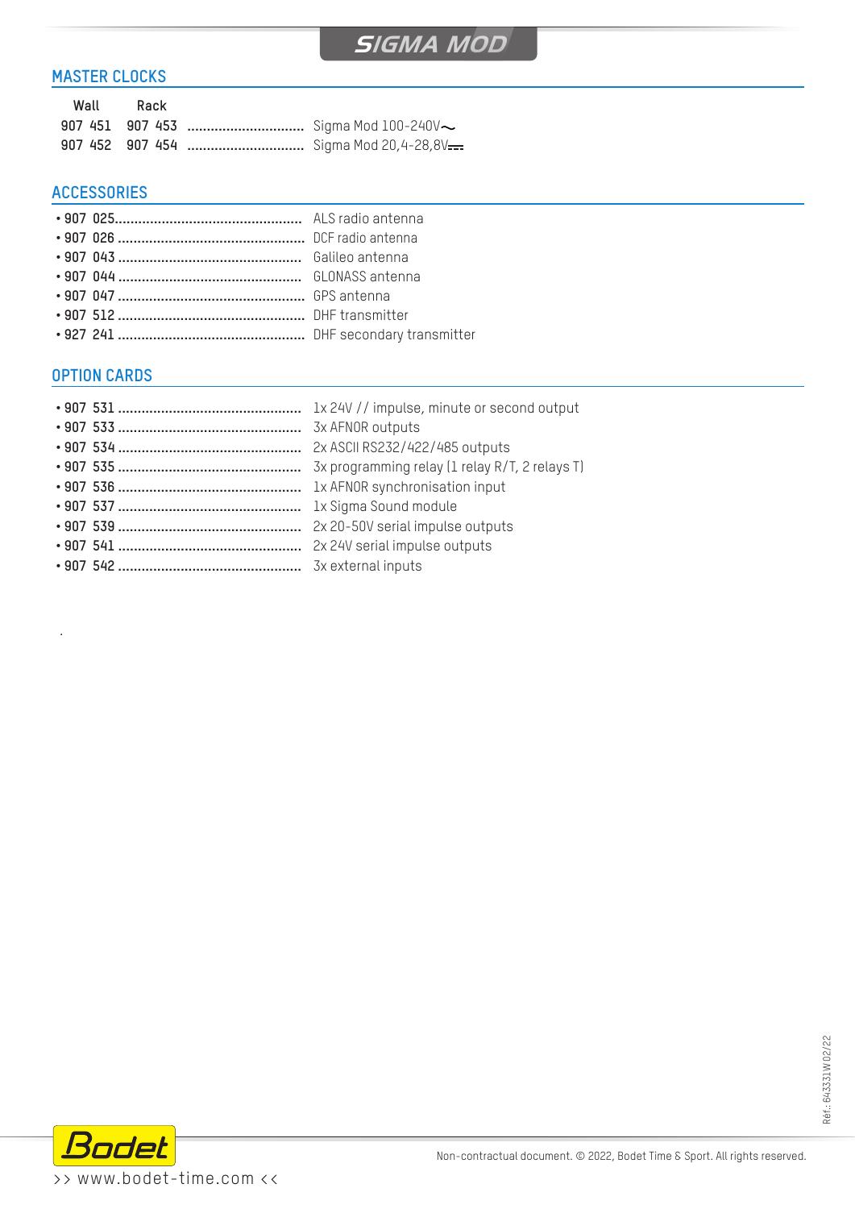# SIGMA MOD

## MASTER CLOCKS

| Wall | Rack | |
|---|---|---|
| 907 451 | 907 453 | Sigma Mod 100-240V~ |
| 907 452 | 907 454 | Sigma Mod 20,4-28,8V⎓ |

## ACCESSORIES

- **907 025** ........ ALS radio antenna
- **907 026** ........ DCF radio antenna
- **907 043** ........ Galileo antenna
- **907 044** ........ GLONASS antenna
- **907 047** ........ GPS antenna
- **907 512** ........ DHF transmitter
- **927 241** ........ DHF secondary transmitter

## OPTION CARDS

- **907 531** ........ 1x 24V // impulse, minute or second output
- **907 533** ........ 3x AFNOR outputs
- **907 534** ........ 2x ASCII RS232/422/485 outputs
- **907 535** ........ 3x programming relay (1 relay R/T, 2 relays T)
- **907 536** ........ 1x AFNOR synchronisation input
- **907 537** ........ 1x Sigma Sound module
- **907 539** ........ 2x 20-50V serial impulse outputs
- **907 541** ........ 2x 24V serial impulse outputs
- **907 542** ........ 3x external inputs

Réf.: 643331W 02/22

Bodet

>> www.bodet-time.com <<

Non-contractual document. © 2022, Bodet Time & Sport. All rights reserved.